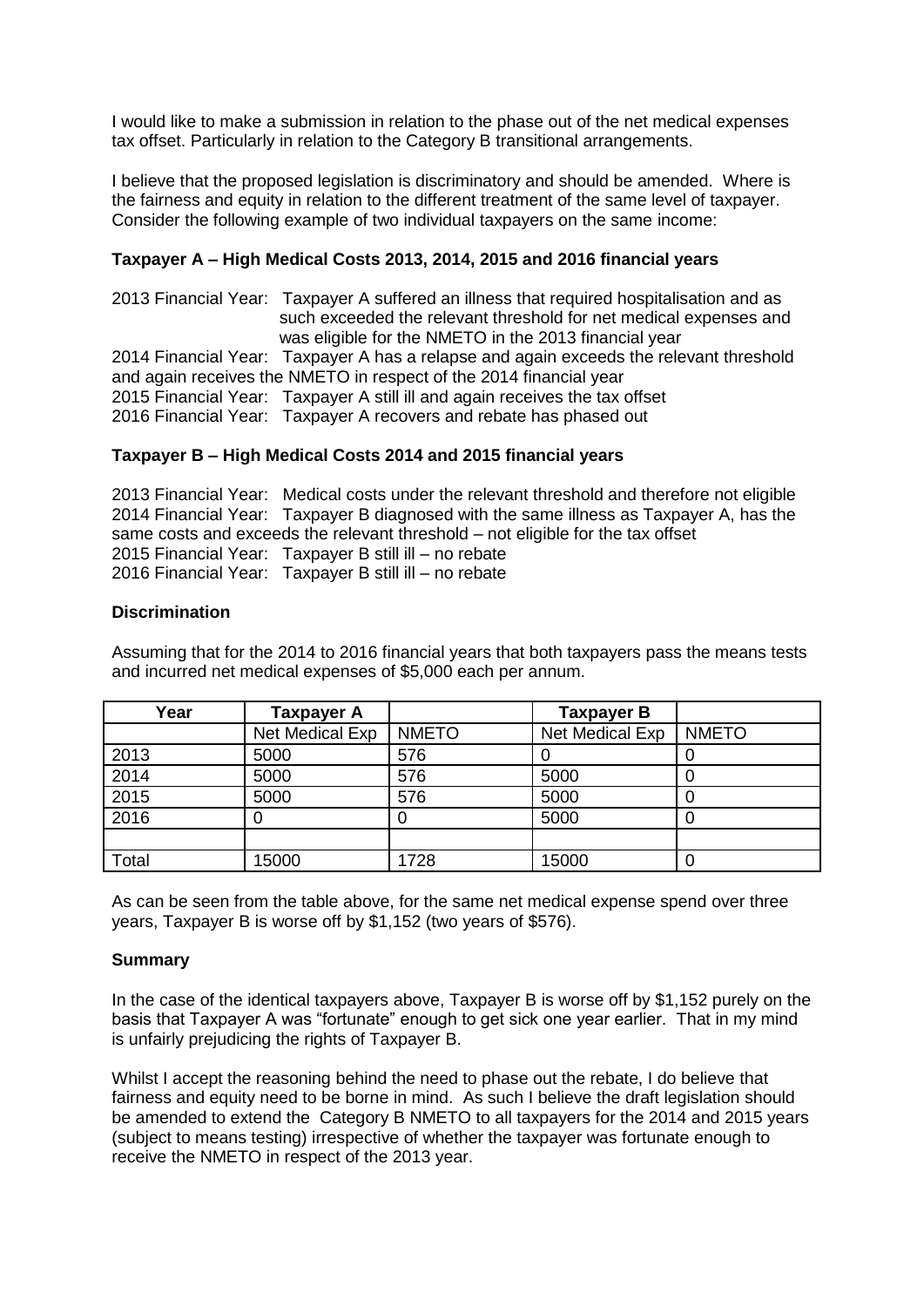I would like to make a submission in relation to the phase out of the net medical expenses tax offset. Particularly in relation to the Category B transitional arrangements.

I believe that the proposed legislation is discriminatory and should be amended. Where is the fairness and equity in relation to the different treatment of the same level of taxpayer. Consider the following example of two individual taxpayers on the same income:

**Taxpayer A – High Medical Costs 2013, 2014, 2015 and 2016 financial years**

2013 Financial Year: Taxpayer A suffered an illness that required hospitalisation and as such exceeded the relevant threshold for net medical expenses and was eligible for the NMETO in the 2013 financial year
2014 Financial Year: Taxpayer A has a relapse and again exceeds the relevant threshold and again receives the NMETO in respect of the 2014 financial year
2015 Financial Year: Taxpayer A still ill and again receives the tax offset
2016 Financial Year: Taxpayer A recovers and rebate has phased out

**Taxpayer B – High Medical Costs 2014 and 2015 financial years**

2013 Financial Year: Medical costs under the relevant threshold and therefore not eligible
2014 Financial Year: Taxpayer B diagnosed with the same illness as Taxpayer A, has the same costs and exceeds the relevant threshold – not eligible for the tax offset
2015 Financial Year: Taxpayer B still ill – no rebate
2016 Financial Year: Taxpayer B still ill – no rebate

**Discrimination**

Assuming that for the 2014 to 2016 financial years that both taxpayers pass the means tests and incurred net medical expenses of $5,000 each per annum.

| Year | Taxpayer A | | Taxpayer B | |
|---|---|---|---|---|
| | Net Medical Exp | NMETO | Net Medical Exp | NMETO |
| 2013 | 5000 | 576 | 0 | 0 |
| 2014 | 5000 | 576 | 5000 | 0 |
| 2015 | 5000 | 576 | 5000 | 0 |
| 2016 | 0 | 0 | 5000 | 0 |
| | | | | |
| Total | 15000 | 1728 | 15000 | 0 |

As can be seen from the table above, for the same net medical expense spend over three years, Taxpayer B is worse off by $1,152 (two years of $576).

**Summary**

In the case of the identical taxpayers above, Taxpayer B is worse off by $1,152 purely on the basis that Taxpayer A was "fortunate" enough to get sick one year earlier. That in my mind is unfairly prejudicing the rights of Taxpayer B.

Whilst I accept the reasoning behind the need to phase out the rebate, I do believe that fairness and equity need to be borne in mind. As such I believe the draft legislation should be amended to extend the Category B NMETO to all taxpayers for the 2014 and 2015 years (subject to means testing) irrespective of whether the taxpayer was fortunate enough to receive the NMETO in respect of the 2013 year.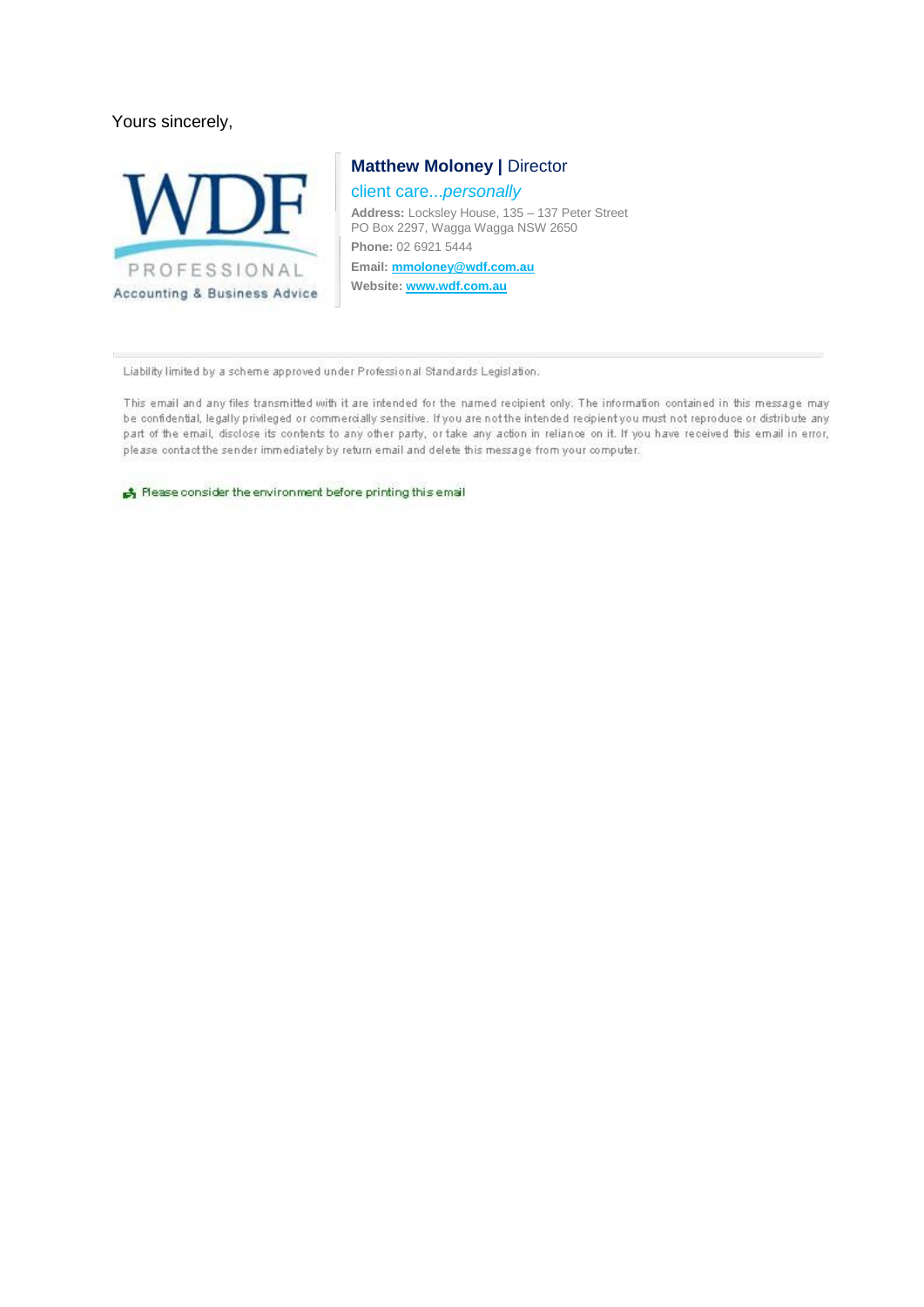Yours sincerely,

WDF PROFESSIONAL Accounting & Business Advice

**Matthew Moloney |** Director

client care...*personally*

**Address:** Locksley House, 135 – 137 Peter Street
PO Box 2297, Wagga Wagga NSW 2650

**Phone:** 02 6921 5444

**Email:** mmoloney@wdf.com.au

**Website:** www.wdf.com.au

Liability limited by a scheme approved under Professional Standards Legislation.

This email and any files transmitted with it are intended for the named recipient only. The information contained in this message may be confidential, legally privileged or commercially sensitive. If you are not the intended recipient you must not reproduce or distribute any part of the email, disclose its contents to any other party, or take any action in reliance on it. If you have received this email in error, please contact the sender immediately by return email and delete this message from your computer.

Please consider the environment before printing this email